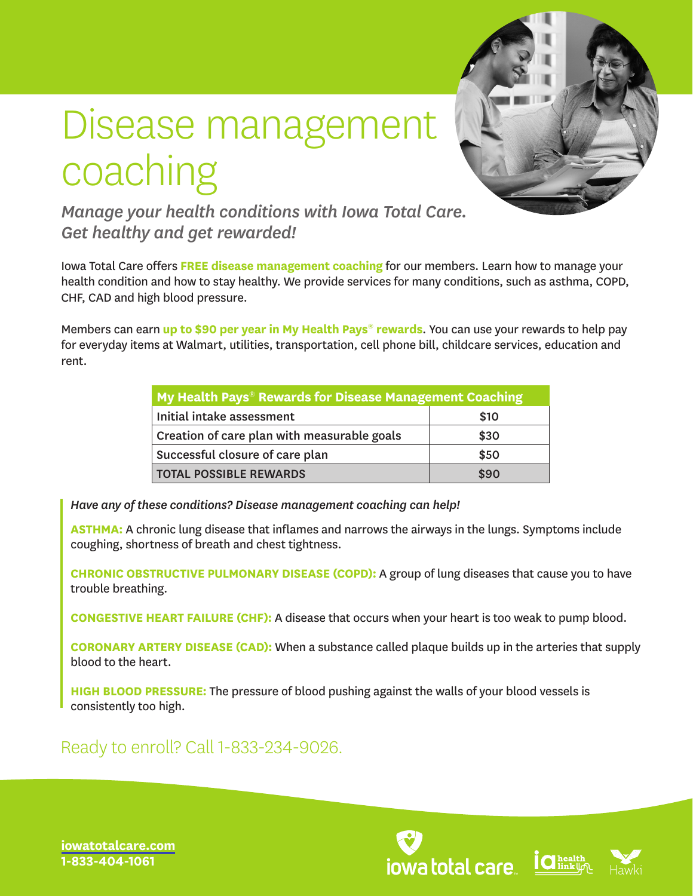# Disease management coaching

***Manage your health conditions with Iowa Total Care. Get healthy and get rewarded!***

Iowa Total Care offers **FREE disease management coaching** for our members. Learn how to manage your health condition and how to stay healthy. We provide services for many conditions, such as asthma, COPD, CHF, CAD and high blood pressure.

Members can earn **up to $90 per year in My Health Pays® rewards**. You can use your rewards to help pay for everyday items at Walmart, utilities, transportation, cell phone bill, childcare services, education and rent.

| My Health Pays® Rewards for Disease Management Coaching | |
|---|---|
| Initial intake assessment | $10 |
| Creation of care plan with measurable goals | $30 |
| Successful closure of care plan | $50 |
| TOTAL POSSIBLE REWARDS | $90 |

*Have any of these conditions? Disease management coaching can help!*

**ASTHMA:** A chronic lung disease that inflames and narrows the airways in the lungs. Symptoms include coughing, shortness of breath and chest tightness.

**CHRONIC OBSTRUCTIVE PULMONARY DISEASE (COPD):** A group of lung diseases that cause you to have trouble breathing.

**CONGESTIVE HEART FAILURE (CHF):** A disease that occurs when your heart is too weak to pump blood.

**CORONARY ARTERY DISEASE (CAD):** When a substance called plaque builds up in the arteries that supply blood to the heart.

**HIGH BLOOD PRESSURE:** The pressure of blood pushing against the walls of your blood vessels is consistently too high.

Ready to enroll? Call 1-833-234-9026.

**iowatotalcare.com**
**1-833-404-1061**

iowa total care | ia health link | Hawki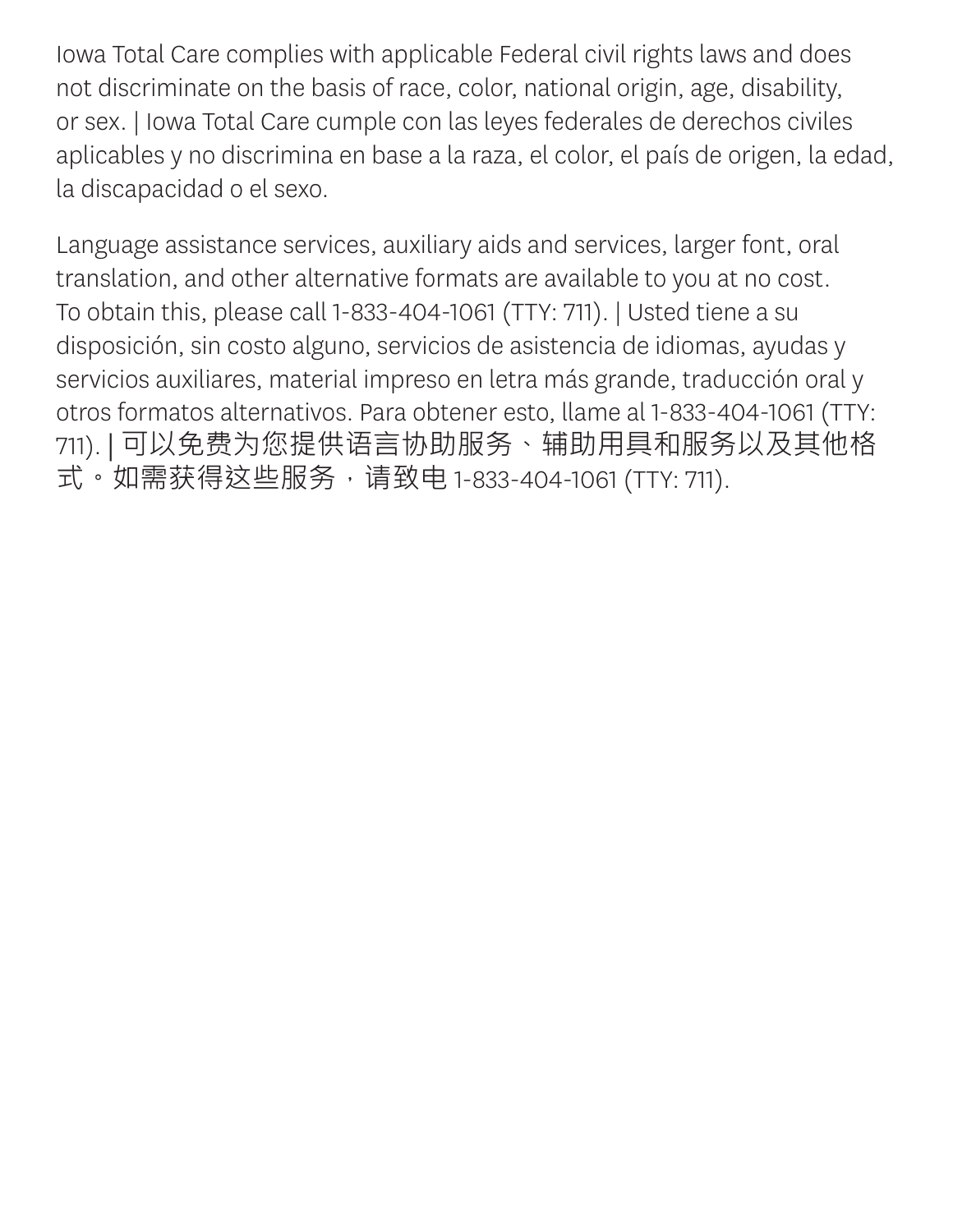Iowa Total Care complies with applicable Federal civil rights laws and does not discriminate on the basis of race, color, national origin, age, disability, or sex. | Iowa Total Care cumple con las leyes federales de derechos civiles aplicables y no discrimina en base a la raza, el color, el país de origen, la edad, la discapacidad o el sexo.

Language assistance services, auxiliary aids and services, larger font, oral translation, and other alternative formats are available to you at no cost. To obtain this, please call 1-833-404-1061 (TTY: 711). | Usted tiene a su disposición, sin costo alguno, servicios de asistencia de idiomas, ayudas y servicios auxiliares, material impreso en letra más grande, traducción oral y otros formatos alternativos. Para obtener esto, llame al 1-833-404-1061 (TTY: 711). | 可以免费为您提供语言协助服务、辅助用具和服务以及其他格式。如需获得这些服务，请致电 1-833-404-1061 (TTY: 711).